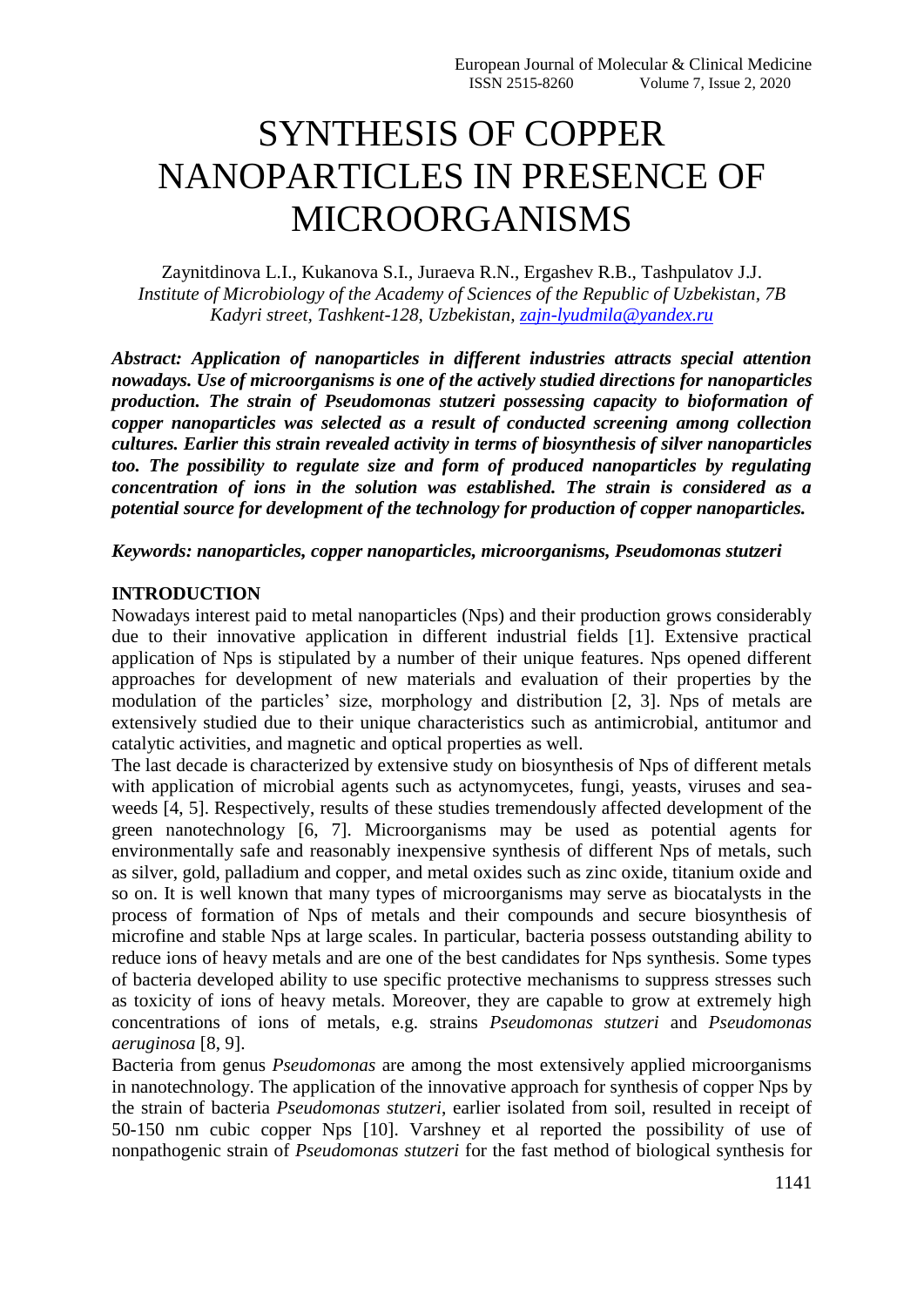# SYNTHESIS OF COPPER NANOPARTICLES IN PRESENCE OF MICROORGANISMS

Zaynitdinova L.I., Kukanova S.I., Juraeva R.N., Ergashev R.B., Tashpulatov J.J.
*Institute of Microbiology of the Academy of Sciences of the Republic of Uzbekistan, 7B Kadyri street, Tashkent-128, Uzbekistan, zajn-lyudmila@yandex.ru*

***Abstract: Application of nanoparticles in different industries attracts special attention nowadays. Use of microorganisms is one of the actively studied directions for nanoparticles production. The strain of Pseudomonas stutzeri possessing capacity to bioformation of copper nanoparticles was selected as a result of conducted screening among collection cultures. Earlier this strain revealed activity in terms of biosynthesis of silver nanoparticles too. The possibility to regulate size and form of produced nanoparticles by regulating concentration of ions in the solution was established. The strain is considered as a potential source for development of the technology for production of copper nanoparticles.***

***Keywords: nanoparticles, copper nanoparticles, microorganisms, Pseudomonas stutzeri***

## INTRODUCTION

Nowadays interest paid to metal nanoparticles (Nps) and their production grows considerably due to their innovative application in different industrial fields [1]. Extensive practical application of Nps is stipulated by a number of their unique features. Nps opened different approaches for development of new materials and evaluation of their properties by the modulation of the particles' size, morphology and distribution [2, 3]. Nps of metals are extensively studied due to their unique characteristics such as antimicrobial, antitumor and catalytic activities, and magnetic and optical properties as well.

The last decade is characterized by extensive study on biosynthesis of Nps of different metals with application of microbial agents such as actynomycetes, fungi, yeasts, viruses and sea-weeds [4, 5]. Respectively, results of these studies tremendously affected development of the green nanotechnology [6, 7]. Microorganisms may be used as potential agents for environmentally safe and reasonably inexpensive synthesis of different Nps of metals, such as silver, gold, palladium and copper, and metal oxides such as zinc oxide, titanium oxide and so on. It is well known that many types of microorganisms may serve as biocatalysts in the process of formation of Nps of metals and their compounds and secure biosynthesis of microfine and stable Nps at large scales. In particular, bacteria possess outstanding ability to reduce ions of heavy metals and are one of the best candidates for Nps synthesis. Some types of bacteria developed ability to use specific protective mechanisms to suppress stresses such as toxicity of ions of heavy metals. Moreover, they are capable to grow at extremely high concentrations of ions of metals, e.g. strains *Pseudomonas stutzeri* and *Pseudomonas aeruginosa* [8, 9].

Bacteria from genus *Pseudomonas* are among the most extensively applied microorganisms in nanotechnology. The application of the innovative approach for synthesis of copper Nps by the strain of bacteria *Pseudomonas stutzeri*, earlier isolated from soil, resulted in receipt of 50-150 nm cubic copper Nps [10]. Varshney et al reported the possibility of use of nonpathogenic strain of *Pseudomonas stutzeri* for the fast method of biological synthesis for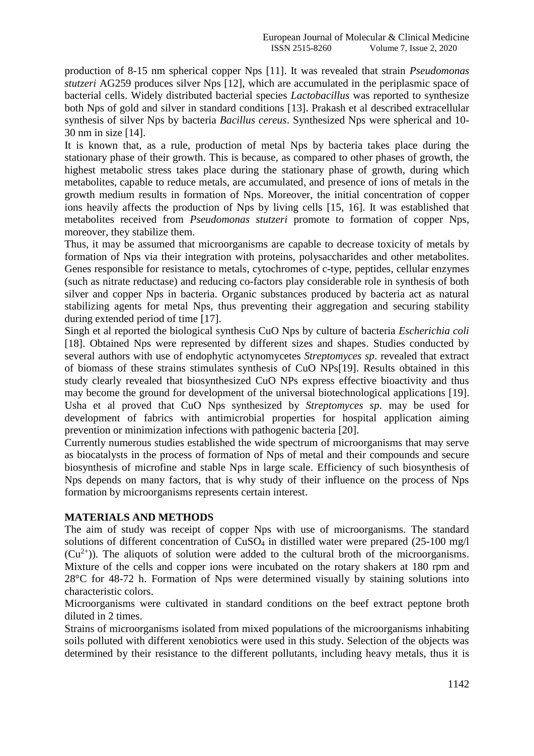production of 8-15 nm spherical copper Nps [11]. It was revealed that strain *Pseudomonas stutzeri* AG259 produces silver Nps [12], which are accumulated in the periplasmic space of bacterial cells. Widely distributed bacterial species *Lactobacillus* was reported to synthesize both Nps of gold and silver in standard conditions [13]. Prakash et al described extracellular synthesis of silver Nps by bacteria *Bacillus cereus*. Synthesized Nps were spherical and 10-30 nm in size [14].

It is known that, as a rule, production of metal Nps by bacteria takes place during the stationary phase of their growth. This is because, as compared to other phases of growth, the highest metabolic stress takes place during the stationary phase of growth, during which metabolites, capable to reduce metals, are accumulated, and presence of ions of metals in the growth medium results in formation of Nps. Moreover, the initial concentration of copper ions heavily affects the production of Nps by living cells [15, 16]. It was established that metabolites received from *Pseudomonas stutzeri* promote to formation of copper Nps, moreover, they stabilize them.

Thus, it may be assumed that microorganisms are capable to decrease toxicity of metals by formation of Nps via their integration with proteins, polysaccharides and other metabolites. Genes responsible for resistance to metals, cytochromes of c-type, peptides, cellular enzymes (such as nitrate reductase) and reducing co-factors play considerable role in synthesis of both silver and copper Nps in bacteria. Organic substances produced by bacteria act as natural stabilizing agents for metal Nps, thus preventing their aggregation and securing stability during extended period of time [17].

Singh et al reported the biological synthesis CuO Nps by culture of bacteria *Escherichia coli* [18]. Obtained Nps were represented by different sizes and shapes. Studies conducted by several authors with use of endophytic actynomycetes *Streptomyces sp*. revealed that extract of biomass of these strains stimulates synthesis of CuO NPs[19]. Results obtained in this study clearly revealed that biosynthesized CuO NPs express effective bioactivity and thus may become the ground for development of the universal biotechnological applications [19]. Usha et al proved that CuO Nps synthesized by *Streptomyces sp*. may be used for development of fabrics with antimicrobial properties for hospital application aiming prevention or minimization infections with pathogenic bacteria [20].

Currently numerous studies established the wide spectrum of microorganisms that may serve as biocatalysts in the process of formation of Nps of metal and their compounds and secure biosynthesis of microfine and stable Nps in large scale. Efficiency of such biosynthesis of Nps depends on many factors, that is why study of their influence on the process of Nps formation by microorganisms represents certain interest.

## MATERIALS AND METHODS

The aim of study was receipt of copper Nps with use of microorganisms. The standard solutions of different concentration of $CuSO_4$ in distilled water were prepared (25-100 mg/l ($Cu^{2+}$)). The aliquots of solution were added to the cultural broth of the microorganisms. Mixture of the cells and copper ions were incubated on the rotary shakers at 180 rpm and 28°C for 48-72 h. Formation of Nps were determined visually by staining solutions into characteristic colors.

Microorganisms were cultivated in standard conditions on the beef extract peptone broth diluted in 2 times.

Strains of microorganisms isolated from mixed populations of the microorganisms inhabiting soils polluted with different xenobiotics were used in this study. Selection of the objects was determined by their resistance to the different pollutants, including heavy metals, thus it is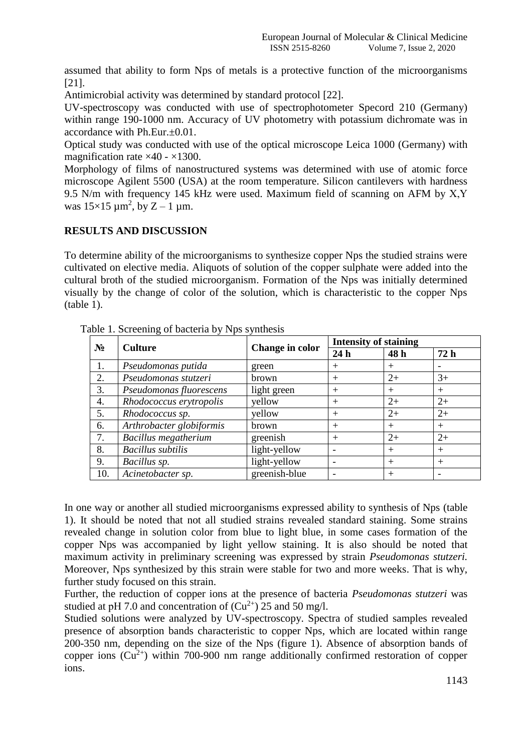assumed that ability to form Nps of metals is a protective function of the microorganisms [21].

Antimicrobial activity was determined by standard protocol [22].

UV-spectroscopy was conducted with use of spectrophotometer Specord 210 (Germany) within range 190-1000 nm. Accuracy of UV photometry with potassium dichromate was in accordance with Ph.Eur.±0.01.

Optical study was conducted with use of the optical microscope Leica 1000 (Germany) with magnification rate ×40 - ×1300.

Morphology of films of nanostructured systems was determined with use of atomic force microscope Agilent 5500 (USA) at the room temperature. Silicon cantilevers with hardness 9.5 N/m with frequency 145 kHz were used. Maximum field of scanning on AFM by X,Y was 15×15 $\mu m^2$, by Z – 1 μm.

## RESULTS AND DISCUSSION

To determine ability of the microorganisms to synthesize copper Nps the studied strains were cultivated on elective media. Aliquots of solution of the copper sulphate were added into the cultural broth of the studied microorganism. Formation of the Nps was initially determined visually by the change of color of the solution, which is characteristic to the copper Nps (table 1).

Table 1. Screening of bacteria by Nps synthesis

| № | Culture | Change in color | Intensity of staining | | |
|---|---|---|---|---|---|
| | | | 24 h | 48 h | 72 h |
| 1. | *Pseudomonas putida* | green | + | + | - |
| 2. | *Pseudomonas stutzeri* | brown | + | 2+ | 3+ |
| 3. | *Pseudomonas fluorescens* | light green | + | + | + |
| 4. | *Rhodococcus erytropolis* | yellow | + | 2+ | 2+ |
| 5. | *Rhodococcus sp.* | yellow | + | 2+ | 2+ |
| 6. | *Arthrobacter globiformis* | brown | + | + | + |
| 7. | *Bacillus megatherium* | greenish | + | 2+ | 2+ |
| 8. | *Bacillus subtilis* | light-yellow | - | + | + |
| 9. | *Bacillus sp.* | light-yellow | - | + | + |
| 10. | *Acinetobacter sp.* | greenish-blue | - | + | - |

In one way or another all studied microorganisms expressed ability to synthesis of Nps (table 1). It should be noted that not all studied strains revealed standard staining. Some strains revealed change in solution color from blue to light blue, in some cases formation of the copper Nps was accompanied by light yellow staining. It is also should be noted that maximum activity in preliminary screening was expressed by strain *Pseudomonas stutzeri.* Moreover, Nps synthesized by this strain were stable for two and more weeks. That is why, further study focused on this strain.

Further, the reduction of copper ions at the presence of bacteria *Pseudomonas stutzeri* was studied at pH 7.0 and concentration of ($Cu^{2+}$) 25 and 50 mg/l.

Studied solutions were analyzed by UV-spectroscopy. Spectra of studied samples revealed presence of absorption bands characteristic to copper Nps, which are located within range 200-350 nm, depending on the size of the Nps (figure 1). Absence of absorption bands of copper ions ($Cu^{2+}$) within 700-900 nm range additionally confirmed restoration of copper ions.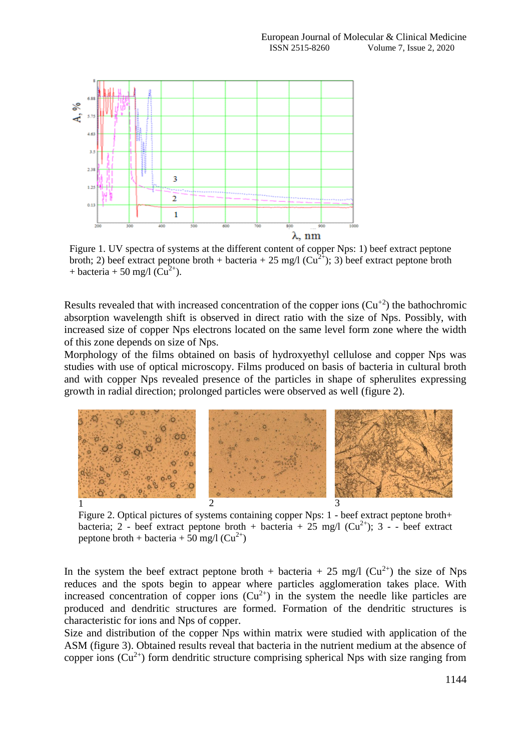Figure 1. UV spectra of systems at the different content of copper Nps: 1) beef extract peptone broth; 2) beef extract peptone broth + bacteria + 25 mg/l ($Cu^{2+}$); 3) beef extract peptone broth + bacteria + 50 mg/l ($Cu^{2+}$).

Results revealed that with increased concentration of the copper ions ($Cu^{+2}$) the bathochromic absorption wavelength shift is observed in direct ratio with the size of Nps. Possibly, with increased size of copper Nps electrons located on the same level form zone where the width of this zone depends on size of Nps.

Morphology of the films obtained on basis of hydroxyethyl cellulose and copper Nps was studies with use of optical microscopy. Films produced on basis of bacteria in cultural broth and with copper Nps revealed presence of the particles in shape of spherulites expressing growth in radial direction; prolonged particles were observed as well (figure 2).

Figure 2. Optical pictures of systems containing copper Nps: 1 - beef extract peptone broth+ bacteria; 2 - beef extract peptone broth + bacteria + 25 mg/l ($Cu^{2+}$); 3 - - beef extract peptone broth + bacteria + 50 mg/l ($Cu^{2+}$)

In the system the beef extract peptone broth + bacteria + 25 mg/l ($Cu^{2+}$) the size of Nps reduces and the spots begin to appear where particles agglomeration takes place. With increased concentration of copper ions ($Cu^{2+}$) in the system the needle like particles are produced and dendritic structures are formed. Formation of the dendritic structures is characteristic for ions and Nps of copper.

Size and distribution of the copper Nps within matrix were studied with application of the ASM (figure 3). Obtained results reveal that bacteria in the nutrient medium at the absence of copper ions ($Cu^{2+}$) form dendritic structure comprising spherical Nps with size ranging from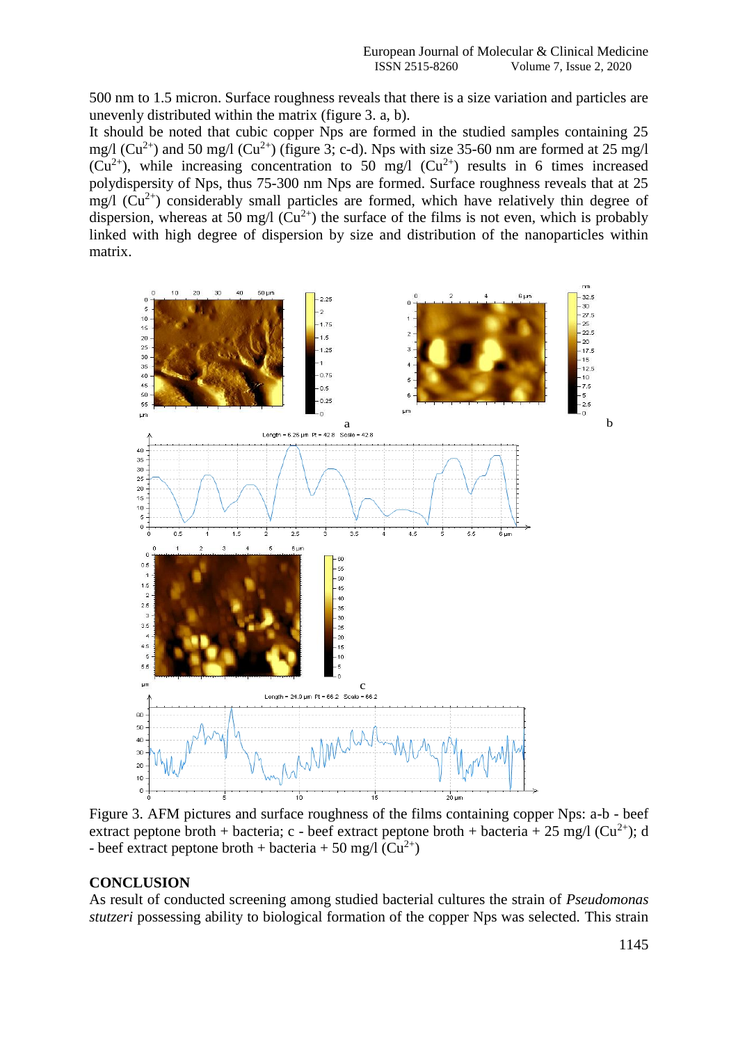500 nm to 1.5 micron. Surface roughness reveals that there is a size variation and particles are unevenly distributed within the matrix (figure 3. a, b).

It should be noted that cubic copper Nps are formed in the studied samples containing 25 mg/l ($Cu^{2+}$) and 50 mg/l ($Cu^{2+}$) (figure 3; c-d). Nps with size 35-60 nm are formed at 25 mg/l ($Cu^{2+}$), while increasing concentration to 50 mg/l ($Cu^{2+}$) results in 6 times increased polydispersity of Nps, thus 75-300 nm Nps are formed. Surface roughness reveals that at 25 mg/l ($Cu^{2+}$) considerably small particles are formed, which have relatively thin degree of dispersion, whereas at 50 mg/l ($Cu^{2+}$) the surface of the films is not even, which is probably linked with high degree of dispersion by size and distribution of the nanoparticles within matrix.

Figure 3. AFM pictures and surface roughness of the films containing copper Nps: a-b - beef extract peptone broth + bacteria; c - beef extract peptone broth + bacteria + 25 mg/l ($Cu^{2+}$); d - beef extract peptone broth + bacteria + 50 mg/l ($Cu^{2+}$)

## CONCLUSION

As result of conducted screening among studied bacterial cultures the strain of *Pseudomonas stutzeri* possessing ability to biological formation of the copper Nps was selected. This strain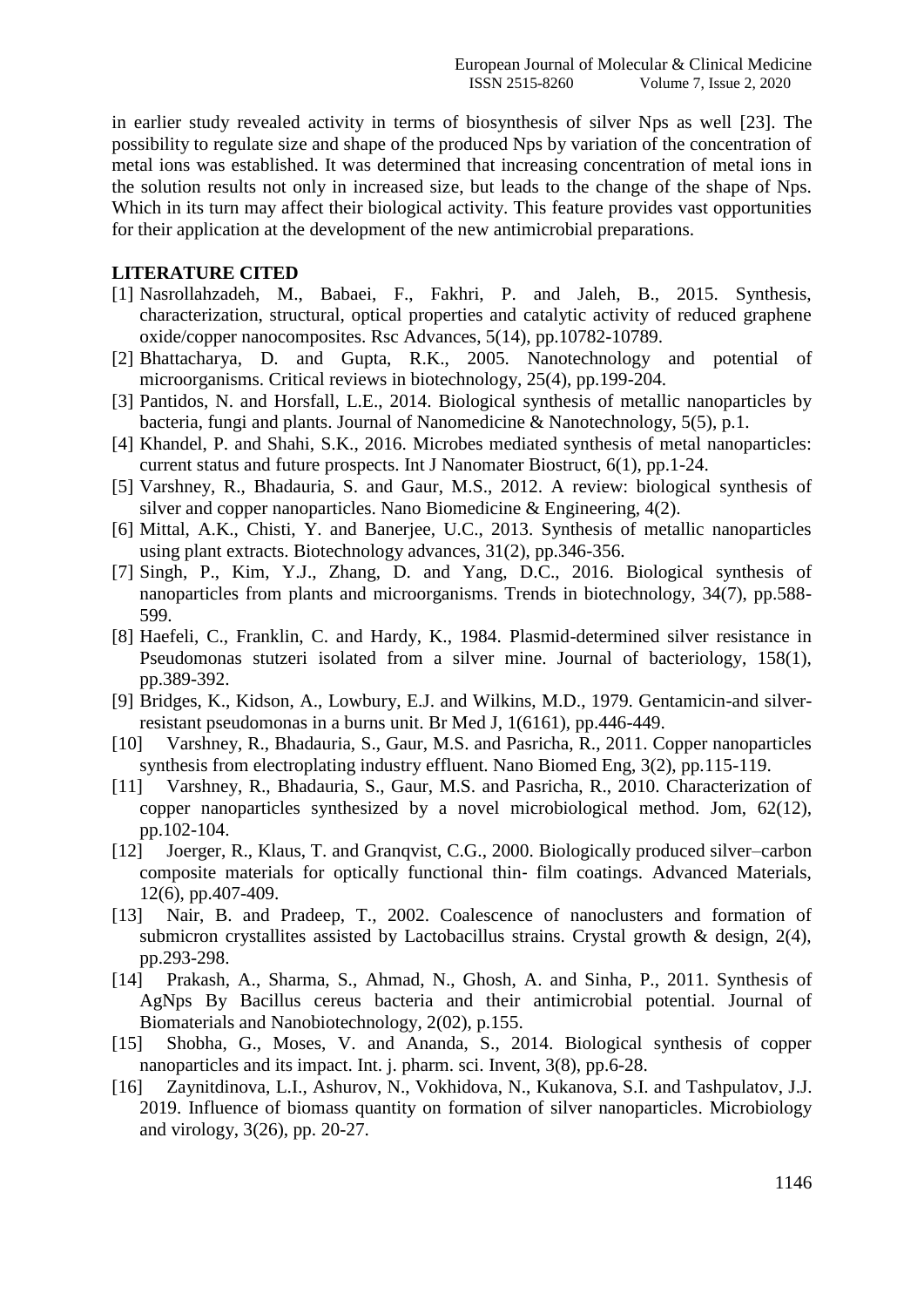in earlier study revealed activity in terms of biosynthesis of silver Nps as well [23]. The possibility to regulate size and shape of the produced Nps by variation of the concentration of metal ions was established. It was determined that increasing concentration of metal ions in the solution results not only in increased size, but leads to the change of the shape of Nps. Which in its turn may affect their biological activity. This feature provides vast opportunities for their application at the development of the new antimicrobial preparations.

## LITERATURE CITED

[1] Nasrollahzadeh, M., Babaei, F., Fakhri, P. and Jaleh, B., 2015. Synthesis, characterization, structural, optical properties and catalytic activity of reduced graphene oxide/copper nanocomposites. Rsc Advances, 5(14), pp.10782-10789.

[2] Bhattacharya, D. and Gupta, R.K., 2005. Nanotechnology and potential of microorganisms. Critical reviews in biotechnology, 25(4), pp.199-204.

[3] Pantidos, N. and Horsfall, L.E., 2014. Biological synthesis of metallic nanoparticles by bacteria, fungi and plants. Journal of Nanomedicine & Nanotechnology, 5(5), p.1.

[4] Khandel, P. and Shahi, S.K., 2016. Microbes mediated synthesis of metal nanoparticles: current status and future prospects. Int J Nanomater Biostruct, 6(1), pp.1-24.

[5] Varshney, R., Bhadauria, S. and Gaur, M.S., 2012. A review: biological synthesis of silver and copper nanoparticles. Nano Biomedicine & Engineering, 4(2).

[6] Mittal, A.K., Chisti, Y. and Banerjee, U.C., 2013. Synthesis of metallic nanoparticles using plant extracts. Biotechnology advances, 31(2), pp.346-356.

[7] Singh, P., Kim, Y.J., Zhang, D. and Yang, D.C., 2016. Biological synthesis of nanoparticles from plants and microorganisms. Trends in biotechnology, 34(7), pp.588-599.

[8] Haefeli, C., Franklin, C. and Hardy, K., 1984. Plasmid-determined silver resistance in Pseudomonas stutzeri isolated from a silver mine. Journal of bacteriology, 158(1), pp.389-392.

[9] Bridges, K., Kidson, A., Lowbury, E.J. and Wilkins, M.D., 1979. Gentamicin-and silver-resistant pseudomonas in a burns unit. Br Med J, 1(6161), pp.446-449.

[10] Varshney, R., Bhadauria, S., Gaur, M.S. and Pasricha, R., 2011. Copper nanoparticles synthesis from electroplating industry effluent. Nano Biomed Eng, 3(2), pp.115-119.

[11] Varshney, R., Bhadauria, S., Gaur, M.S. and Pasricha, R., 2010. Characterization of copper nanoparticles synthesized by a novel microbiological method. Jom, 62(12), pp.102-104.

[12] Joerger, R., Klaus, T. and Granqvist, C.G., 2000. Biologically produced silver–carbon composite materials for optically functional thin- film coatings. Advanced Materials, 12(6), pp.407-409.

[13] Nair, B. and Pradeep, T., 2002. Coalescence of nanoclusters and formation of submicron crystallites assisted by Lactobacillus strains. Crystal growth & design, 2(4), pp.293-298.

[14] Prakash, A., Sharma, S., Ahmad, N., Ghosh, A. and Sinha, P., 2011. Synthesis of AgNps By Bacillus cereus bacteria and their antimicrobial potential. Journal of Biomaterials and Nanobiotechnology, 2(02), p.155.

[15] Shobha, G., Moses, V. and Ananda, S., 2014. Biological synthesis of copper nanoparticles and its impact. Int. j. pharm. sci. Invent, 3(8), pp.6-28.

[16] Zaynitdinova, L.I., Ashurov, N., Vokhidova, N., Kukanova, S.I. and Tashpulatov, J.J. 2019. Influence of biomass quantity on formation of silver nanoparticles. Microbiology and virology, 3(26), pp. 20-27.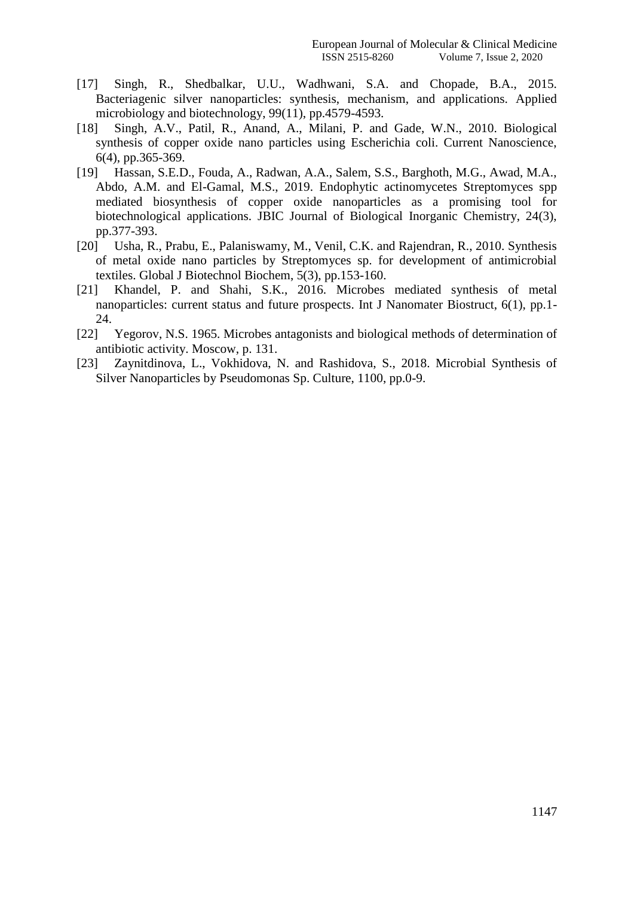[17] Singh, R., Shedbalkar, U.U., Wadhwani, S.A. and Chopade, B.A., 2015. Bacteriagenic silver nanoparticles: synthesis, mechanism, and applications. Applied microbiology and biotechnology, 99(11), pp.4579-4593.

[18] Singh, A.V., Patil, R., Anand, A., Milani, P. and Gade, W.N., 2010. Biological synthesis of copper oxide nano particles using Escherichia coli. Current Nanoscience, 6(4), pp.365-369.

[19] Hassan, S.E.D., Fouda, A., Radwan, A.A., Salem, S.S., Barghoth, M.G., Awad, M.A., Abdo, A.M. and El-Gamal, M.S., 2019. Endophytic actinomycetes Streptomyces spp mediated biosynthesis of copper oxide nanoparticles as a promising tool for biotechnological applications. JBIC Journal of Biological Inorganic Chemistry, 24(3), pp.377-393.

[20] Usha, R., Prabu, E., Palaniswamy, M., Venil, C.K. and Rajendran, R., 2010. Synthesis of metal oxide nano particles by Streptomyces sp. for development of antimicrobial textiles. Global J Biotechnol Biochem, 5(3), pp.153-160.

[21] Khandel, P. and Shahi, S.K., 2016. Microbes mediated synthesis of metal nanoparticles: current status and future prospects. Int J Nanomater Biostruct, 6(1), pp.1-24.

[22] Yegorov, N.S. 1965. Microbes antagonists and biological methods of determination of antibiotic activity. Moscow, p. 131.

[23] Zaynitdinova, L., Vokhidova, N. and Rashidova, S., 2018. Microbial Synthesis of Silver Nanoparticles by Pseudomonas Sp. Culture, 1100, pp.0-9.